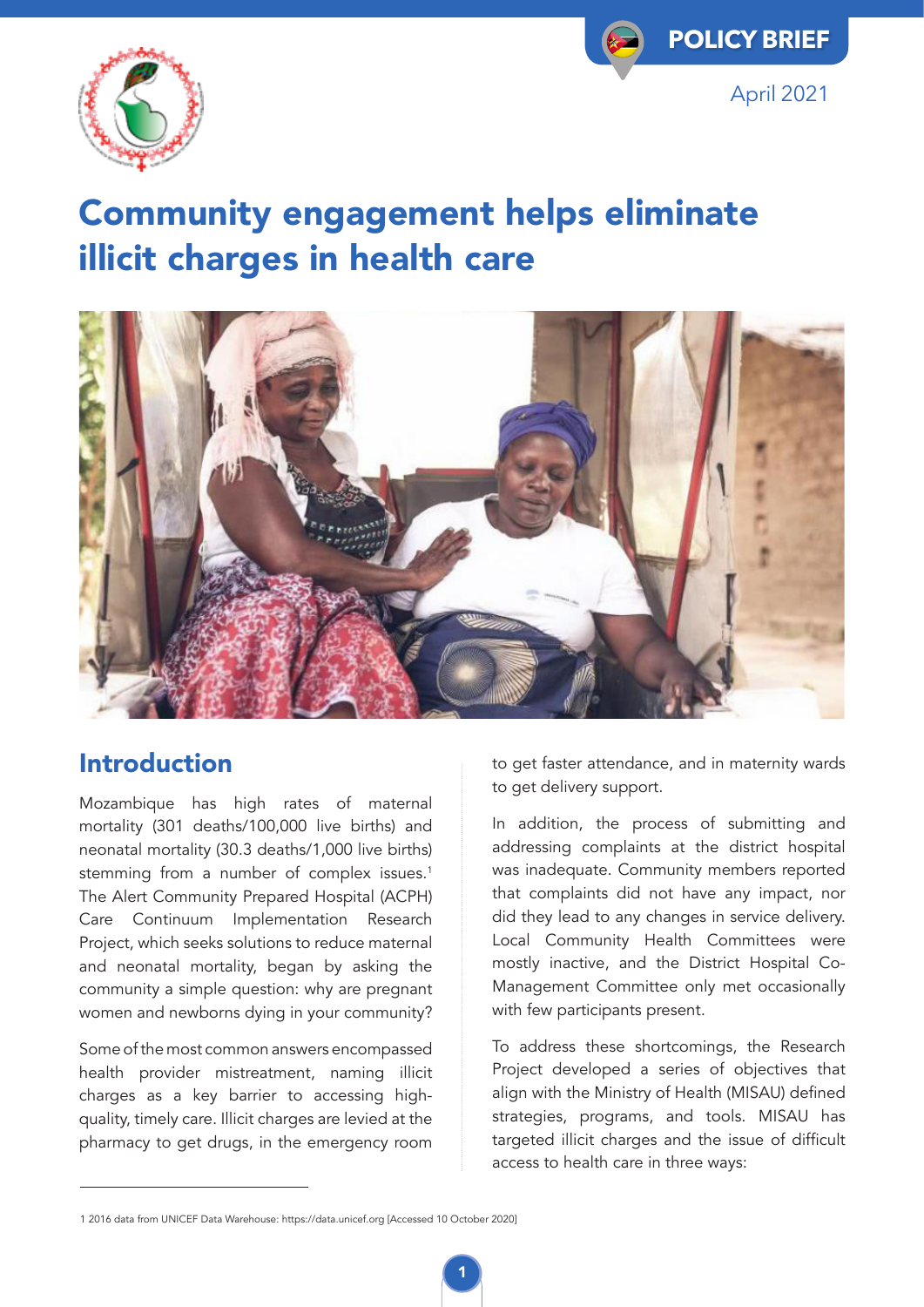POLICY BRIEF

April 2021

# Community engagement helps eliminate illicit charges in health care

## Introduction

Mozambique has high rates of maternal mortality (301 deaths/100,000 live births) and neonatal mortality (30.3 deaths/1,000 live births) stemming from a number of complex issues.[1] The Alert Community Prepared Hospital (ACPH) Care Continuum Implementation Research Project, which seeks solutions to reduce maternal and neonatal mortality, began by asking the community a simple question: why are pregnant women and newborns dying in your community?

Some of the most common answers encompassed health provider mistreatment, naming illicit charges as a key barrier to accessing high-quality, timely care. Illicit charges are levied at the pharmacy to get drugs, in the emergency room to get faster attendance, and in maternity wards to get delivery support.

In addition, the process of submitting and addressing complaints at the district hospital was inadequate. Community members reported that complaints did not have any impact, nor did they lead to any changes in service delivery. Local Community Health Committees were mostly inactive, and the District Hospital Co-Management Committee only met occasionally with few participants present.

To address these shortcomings, the Research Project developed a series of objectives that align with the Ministry of Health (MISAU) defined strategies, programs, and tools. MISAU has targeted illicit charges and the issue of difficult access to health care in three ways:

---

1 2016 data from UNICEF Data Warehouse: https://data.unicef.org [Accessed 10 October 2020]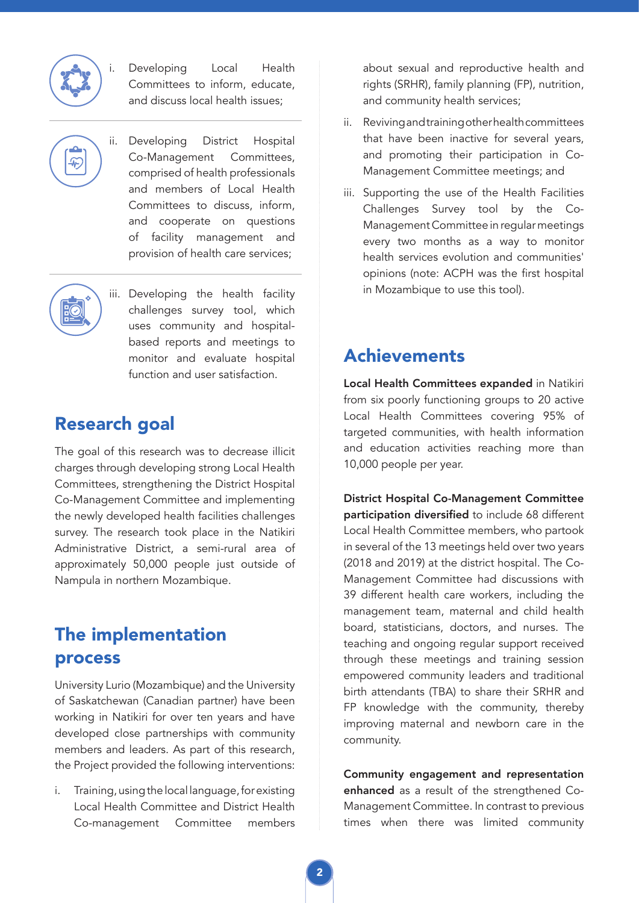i. Developing Local Health Committees to inform, educate, and discuss local health issues;

ii. Developing District Hospital Co-Management Committees, comprised of health professionals and members of Local Health Committees to discuss, inform, and cooperate on questions of facility management and provision of health care services;

iii. Developing the health facility challenges survey tool, which uses community and hospital-based reports and meetings to monitor and evaluate hospital function and user satisfaction.

## Research goal

The goal of this research was to decrease illicit charges through developing strong Local Health Committees, strengthening the District Hospital Co-Management Committee and implementing the newly developed health facilities challenges survey. The research took place in the Natikiri Administrative District, a semi-rural area of approximately 50,000 people just outside of Nampula in northern Mozambique.

## The implementation process

University Lurio (Mozambique) and the University of Saskatchewan (Canadian partner) have been working in Natikiri for over ten years and have developed close partnerships with community members and leaders. As part of this research, the Project provided the following interventions:

i. Training, using the local language, for existing Local Health Committee and District Health Co-management Committee members about sexual and reproductive health and rights (SRHR), family planning (FP), nutrition, and community health services;

ii. Reviving and training other health committees that have been inactive for several years, and promoting their participation in Co-Management Committee meetings; and

iii. Supporting the use of the Health Facilities Challenges Survey tool by the Co-Management Committee in regular meetings every two months as a way to monitor health services evolution and communities' opinions (note: ACPH was the first hospital in Mozambique to use this tool).

## Achievements

**Local Health Committees expanded** in Natikiri from six poorly functioning groups to 20 active Local Health Committees covering 95% of targeted communities, with health information and education activities reaching more than 10,000 people per year.

**District Hospital Co-Management Committee participation diversified** to include 68 different Local Health Committee members, who partook in several of the 13 meetings held over two years (2018 and 2019) at the district hospital. The Co-Management Committee had discussions with 39 different health care workers, including the management team, maternal and child health board, statisticians, doctors, and nurses. The teaching and ongoing regular support received through these meetings and training session empowered community leaders and traditional birth attendants (TBA) to share their SRHR and FP knowledge with the community, thereby improving maternal and newborn care in the community.

**Community engagement and representation enhanced** as a result of the strengthened Co-Management Committee. In contrast to previous times when there was limited community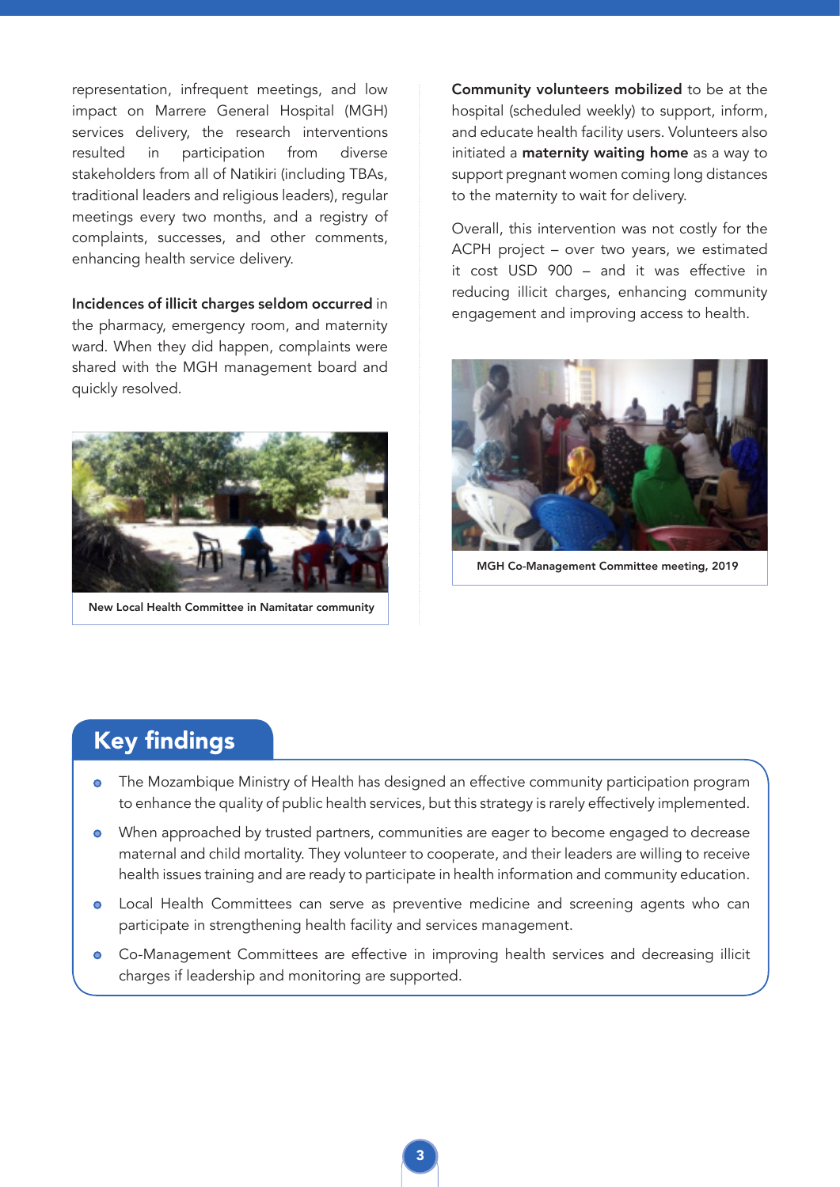representation, infrequent meetings, and low impact on Marrere General Hospital (MGH) services delivery, the research interventions resulted in participation from diverse stakeholders from all of Natikiri (including TBAs, traditional leaders and religious leaders), regular meetings every two months, and a registry of complaints, successes, and other comments, enhancing health service delivery.

**Incidences of illicit charges seldom occurred** in the pharmacy, emergency room, and maternity ward. When they did happen, complaints were shared with the MGH management board and quickly resolved.

New Local Health Committee in Namitatar community

**Community volunteers mobilized** to be at the hospital (scheduled weekly) to support, inform, and educate health facility users. Volunteers also initiated a **maternity waiting home** as a way to support pregnant women coming long distances to the maternity to wait for delivery.

Overall, this intervention was not costly for the ACPH project – over two years, we estimated it cost USD 900 – and it was effective in reducing illicit charges, enhancing community engagement and improving access to health.

MGH Co-Management Committee meeting, 2019

## Key findings

- The Mozambique Ministry of Health has designed an effective community participation program to enhance the quality of public health services, but this strategy is rarely effectively implemented.
- When approached by trusted partners, communities are eager to become engaged to decrease maternal and child mortality. They volunteer to cooperate, and their leaders are willing to receive health issues training and are ready to participate in health information and community education.
- Local Health Committees can serve as preventive medicine and screening agents who can participate in strengthening health facility and services management.
- Co-Management Committees are effective in improving health services and decreasing illicit charges if leadership and monitoring are supported.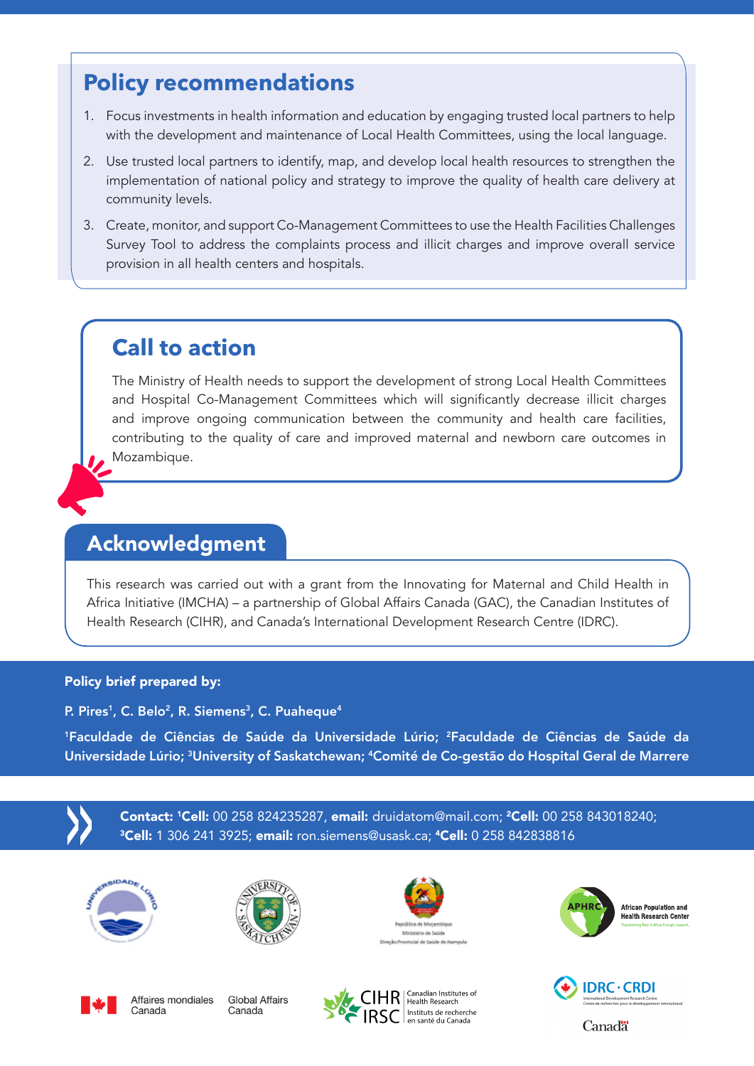## Policy recommendations

1. Focus investments in health information and education by engaging trusted local partners to help with the development and maintenance of Local Health Committees, using the local language.
2. Use trusted local partners to identify, map, and develop local health resources to strengthen the implementation of national policy and strategy to improve the quality of health care delivery at community levels.
3. Create, monitor, and support Co-Management Committees to use the Health Facilities Challenges Survey Tool to address the complaints process and illicit charges and improve overall service provision in all health centers and hospitals.

## Call to action

The Ministry of Health needs to support the development of strong Local Health Committees and Hospital Co-Management Committees which will significantly decrease illicit charges and improve ongoing communication between the community and health care facilities, contributing to the quality of care and improved maternal and newborn care outcomes in Mozambique.

## Acknowledgment

This research was carried out with a grant from the Innovating for Maternal and Child Health in Africa Initiative (IMCHA) – a partnership of Global Affairs Canada (GAC), the Canadian Institutes of Health Research (CIHR), and Canada's International Development Research Centre (IDRC).

**Policy brief prepared by:**

**P. Pires[1], C. Belo[2], R. Siemens[3], C. Puaheque[4]**

**[1]Faculdade de Ciências de Saúde da Universidade Lúrio; [2]Faculdade de Ciências de Saúde da Universidade Lúrio; [3]University of Saskatchewan; [4]Comité de Co-gestão do Hospital Geral de Marrere**

**Contact: [1]Cell:** 00 258 824235287, **email:** druidatom@mail.com; **[2]Cell:** 00 258 843018240; **[3]Cell:** 1 306 241 3925; **email:** ron.siemens@usask.ca; **[4]Cell:** 0 258 842838816

República de Moçambique
Ministério de Saúde
Direção Provincial de Saúde de Nampula

APHRC African Population and Health Research Center

Affaires mondiales Canada | Global Affairs Canada

CIHR IRSC Canadian Institutes of Health Research | Instituts de recherche en santé du Canada

IDRC · CRDI

Canada